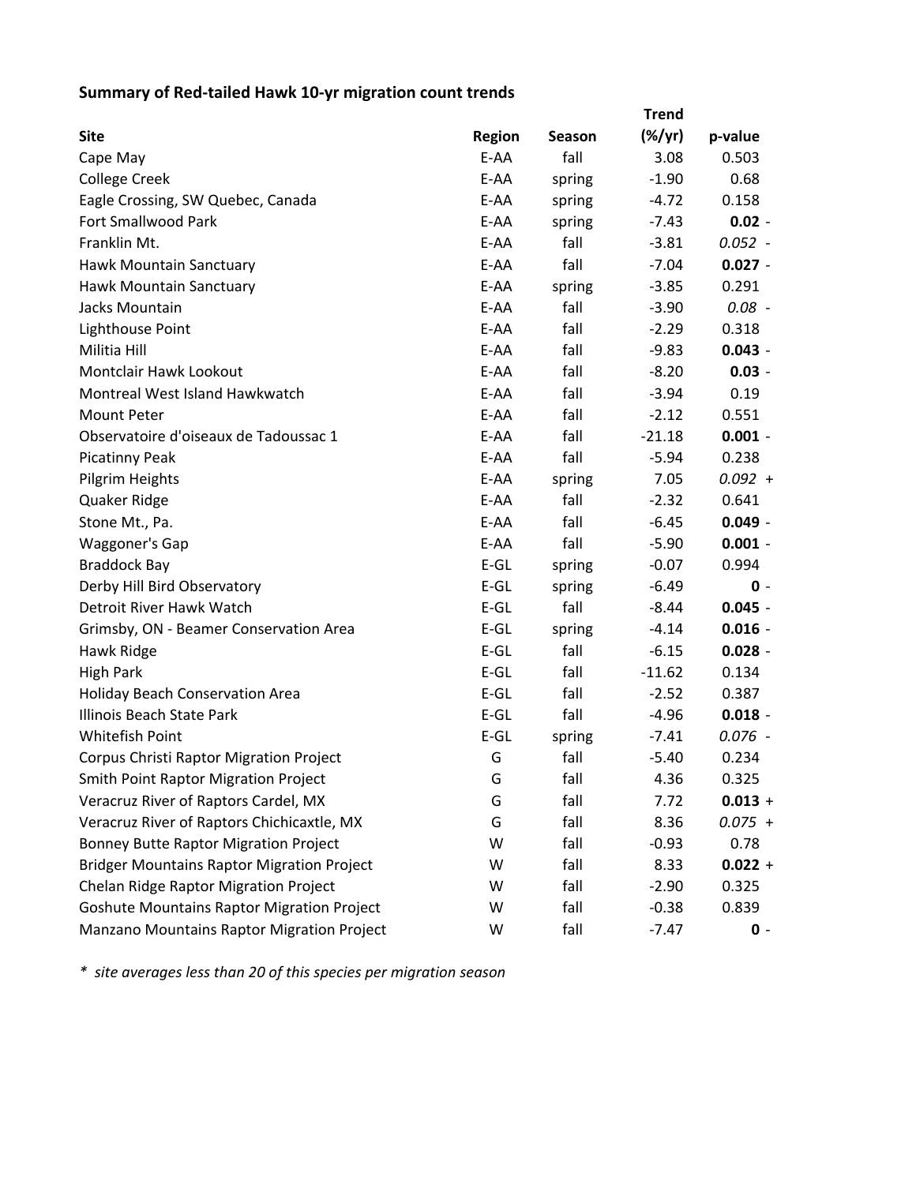**Summary of Red-tailed Hawk 10-yr migration count trends**

| Site | Region | Season | Trend (%/yr) | p-value |
|---|---|---|---|---|
| Cape May | E-AA | fall | 3.08 | 0.503 |
| College Creek | E-AA | spring | -1.90 | 0.68 |
| Eagle Crossing, SW Quebec, Canada | E-AA | spring | -4.72 | 0.158 |
| Fort Smallwood Park | E-AA | spring | -7.43 | **0.02** - |
| Franklin Mt. | E-AA | fall | -3.81 | *0.052* - |
| Hawk Mountain Sanctuary | E-AA | fall | -7.04 | **0.027** - |
| Hawk Mountain Sanctuary | E-AA | spring | -3.85 | 0.291 |
| Jacks Mountain | E-AA | fall | -3.90 | *0.08* - |
| Lighthouse Point | E-AA | fall | -2.29 | 0.318 |
| Militia Hill | E-AA | fall | -9.83 | **0.043** - |
| Montclair Hawk Lookout | E-AA | fall | -8.20 | **0.03** - |
| Montreal West Island Hawkwatch | E-AA | fall | -3.94 | 0.19 |
| Mount Peter | E-AA | fall | -2.12 | 0.551 |
| Observatoire d'oiseaux de Tadoussac 1 | E-AA | fall | -21.18 | **0.001** - |
| Picatinny Peak | E-AA | fall | -5.94 | 0.238 |
| Pilgrim Heights | E-AA | spring | 7.05 | *0.092* + |
| Quaker Ridge | E-AA | fall | -2.32 | 0.641 |
| Stone Mt., Pa. | E-AA | fall | -6.45 | **0.049** - |
| Waggoner's Gap | E-AA | fall | -5.90 | **0.001** - |
| Braddock Bay | E-GL | spring | -0.07 | 0.994 |
| Derby Hill Bird Observatory | E-GL | spring | -6.49 | **0** - |
| Detroit River Hawk Watch | E-GL | fall | -8.44 | **0.045** - |
| Grimsby, ON - Beamer Conservation Area | E-GL | spring | -4.14 | **0.016** - |
| Hawk Ridge | E-GL | fall | -6.15 | **0.028** - |
| High Park | E-GL | fall | -11.62 | 0.134 |
| Holiday Beach Conservation Area | E-GL | fall | -2.52 | 0.387 |
| Illinois Beach State Park | E-GL | fall | -4.96 | **0.018** - |
| Whitefish Point | E-GL | spring | -7.41 | *0.076* - |
| Corpus Christi Raptor Migration Project | G | fall | -5.40 | 0.234 |
| Smith Point Raptor Migration Project | G | fall | 4.36 | 0.325 |
| Veracruz River of Raptors Cardel, MX | G | fall | 7.72 | **0.013** + |
| Veracruz River of Raptors Chichicaxtle, MX | G | fall | 8.36 | *0.075* + |
| Bonney Butte Raptor Migration Project | W | fall | -0.93 | 0.78 |
| Bridger Mountains Raptor Migration Project | W | fall | 8.33 | **0.022** + |
| Chelan Ridge Raptor Migration Project | W | fall | -2.90 | 0.325 |
| Goshute Mountains Raptor Migration Project | W | fall | -0.38 | 0.839 |
| Manzano Mountains Raptor Migration Project | W | fall | -7.47 | **0** - |

*\* site averages less than 20 of this species per migration season*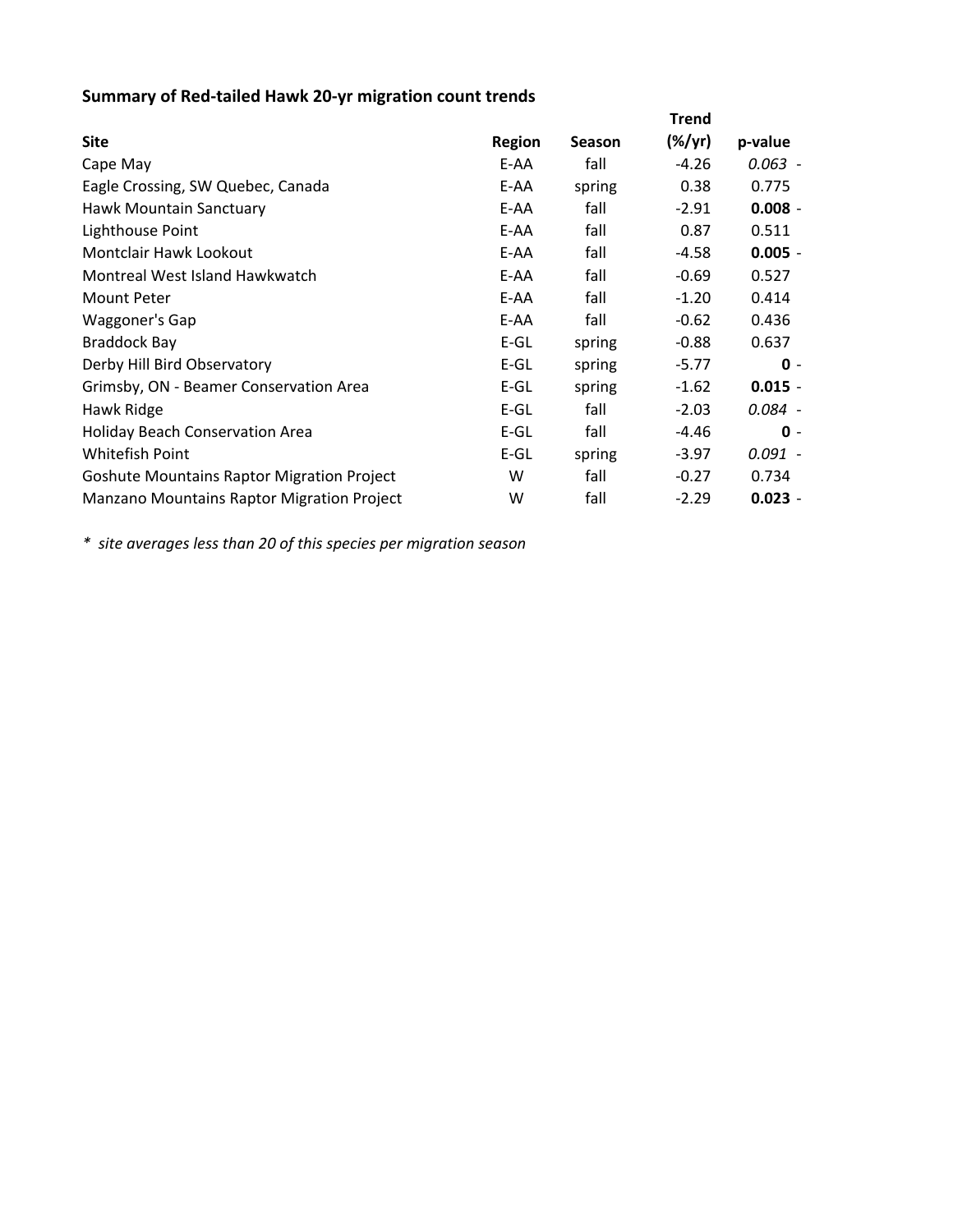**Summary of Red-tailed Hawk 20-yr migration count trends**

| Site | Region | Season | Trend (%/yr) | p-value |
|---|---|---|---|---|
| Cape May | E-AA | fall | -4.26 | *0.063* - |
| Eagle Crossing, SW Quebec, Canada | E-AA | spring | 0.38 | 0.775 |
| Hawk Mountain Sanctuary | E-AA | fall | -2.91 | **0.008** - |
| Lighthouse Point | E-AA | fall | 0.87 | 0.511 |
| Montclair Hawk Lookout | E-AA | fall | -4.58 | **0.005** - |
| Montreal West Island Hawkwatch | E-AA | fall | -0.69 | 0.527 |
| Mount Peter | E-AA | fall | -1.20 | 0.414 |
| Waggoner's Gap | E-AA | fall | -0.62 | 0.436 |
| Braddock Bay | E-GL | spring | -0.88 | 0.637 |
| Derby Hill Bird Observatory | E-GL | spring | -5.77 | **0** - |
| Grimsby, ON - Beamer Conservation Area | E-GL | spring | -1.62 | **0.015** - |
| Hawk Ridge | E-GL | fall | -2.03 | *0.084* - |
| Holiday Beach Conservation Area | E-GL | fall | -4.46 | **0** - |
| Whitefish Point | E-GL | spring | -3.97 | *0.091* - |
| Goshute Mountains Raptor Migration Project | W | fall | -0.27 | 0.734 |
| Manzano Mountains Raptor Migration Project | W | fall | -2.29 | **0.023** - |

*\* site averages less than 20 of this species per migration season*